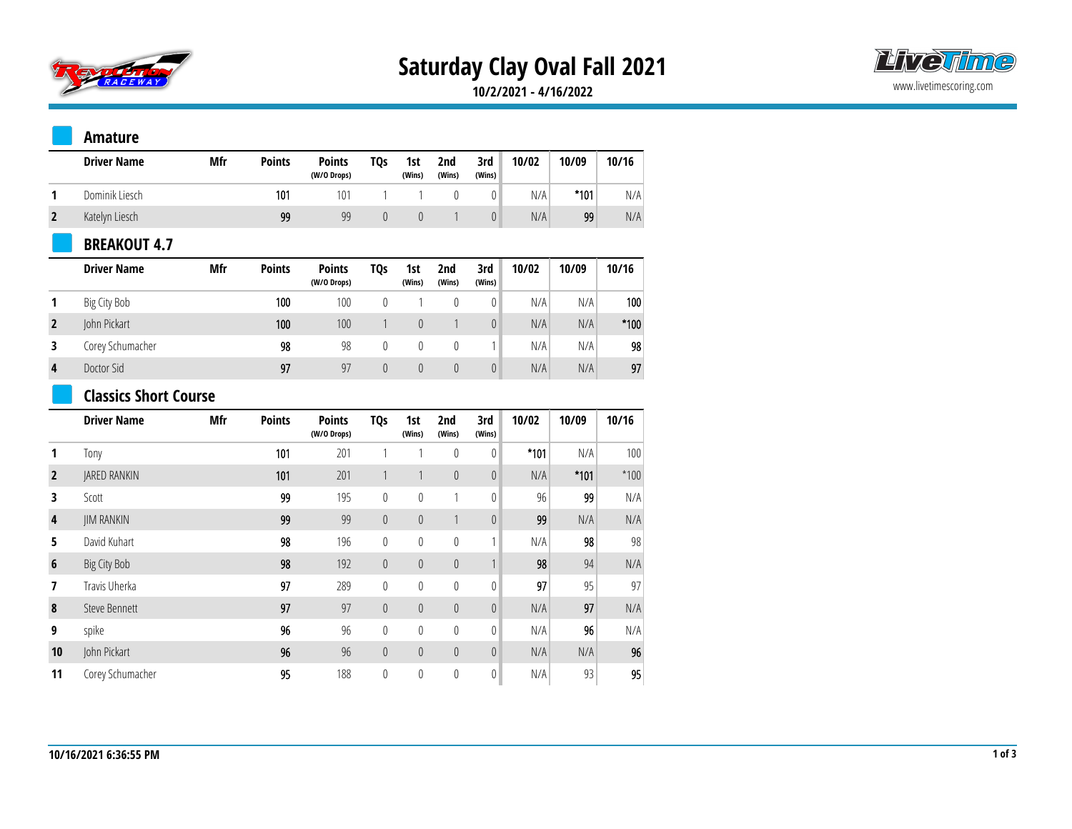# Saturday Clay Oval Fall 2021

**10/2/2021 - 4/16/2022**

www.livetimescoring.com

## Amature

| | Driver Name | Mfr | Points | Points (W/O Drops) | TQs | 1st (Wins) | 2nd (Wins) | 3rd (Wins) | 10/02 | 10/09 | 10/16 |
|---|---|---|---|---|---|---|---|---|---|---|---|
| 1 | Dominik Liesch | | 101 | 101 | 1 | 1 | 0 | 0 | N/A | *101 | N/A |
| 2 | Katelyn Liesch | | 99 | 99 | 0 | 0 | 1 | 0 | N/A | 99 | N/A |

## BREAKOUT 4.7

| | Driver Name | Mfr | Points | Points (W/O Drops) | TQs | 1st (Wins) | 2nd (Wins) | 3rd (Wins) | 10/02 | 10/09 | 10/16 |
|---|---|---|---|---|---|---|---|---|---|---|---|
| 1 | Big City Bob | | 100 | 100 | 0 | 1 | 0 | 0 | N/A | N/A | 100 |
| 2 | John Pickart | | 100 | 100 | 1 | 0 | 1 | 0 | N/A | N/A | *100 |
| 3 | Corey Schumacher | | 98 | 98 | 0 | 0 | 0 | 1 | N/A | N/A | 98 |
| 4 | Doctor Sid | | 97 | 97 | 0 | 0 | 0 | 0 | N/A | N/A | 97 |

## Classics Short Course

| | Driver Name | Mfr | Points | Points (W/O Drops) | TQs | 1st (Wins) | 2nd (Wins) | 3rd (Wins) | 10/02 | 10/09 | 10/16 |
|---|---|---|---|---|---|---|---|---|---|---|---|
| 1 | Tony | | 101 | 201 | 1 | 1 | 0 | 0 | *101 | N/A | 100 |
| 2 | JARED RANKIN | | 101 | 201 | 1 | 1 | 0 | 0 | N/A | *101 | *100 |
| 3 | Scott | | 99 | 195 | 0 | 0 | 1 | 0 | 96 | 99 | N/A |
| 4 | JIM RANKIN | | 99 | 99 | 0 | 0 | 1 | 0 | 99 | N/A | N/A |
| 5 | David Kuhart | | 98 | 196 | 0 | 0 | 0 | 1 | N/A | 98 | 98 |
| 6 | Big City Bob | | 98 | 192 | 0 | 0 | 0 | 1 | 98 | 94 | N/A |
| 7 | Travis Uherka | | 97 | 289 | 0 | 0 | 0 | 0 | 97 | 95 | 97 |
| 8 | Steve Bennett | | 97 | 97 | 0 | 0 | 0 | 0 | N/A | 97 | N/A |
| 9 | spike | | 96 | 96 | 0 | 0 | 0 | 0 | N/A | 96 | N/A |
| 10 | John Pickart | | 96 | 96 | 0 | 0 | 0 | 0 | N/A | N/A | 96 |
| 11 | Corey Schumacher | | 95 | 188 | 0 | 0 | 0 | 0 | N/A | 93 | 95 |

10/16/2021 6:36:55 PM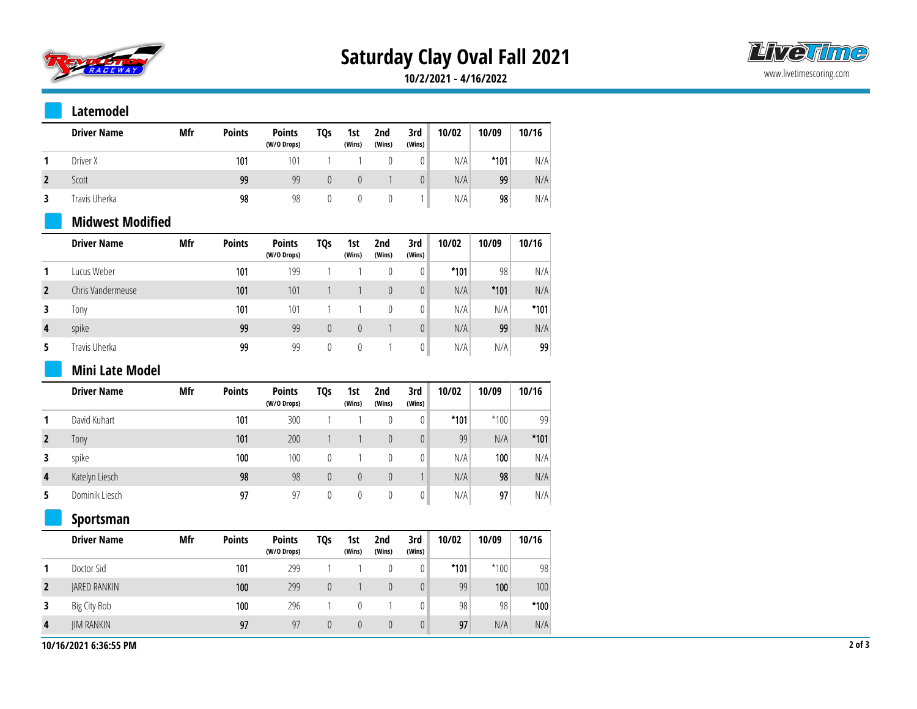# Saturday Clay Oval Fall 2021

**10/2/2021 - 4/16/2022**

## Latemodel

| | Driver Name | Mfr | Points | Points (W/O Drops) | TQs | 1st (Wins) | 2nd (Wins) | 3rd (Wins) | 10/02 | 10/09 | 10/16 |
|---|---|---|---|---|---|---|---|---|---|---|---|
| 1 | Driver X | | 101 | 101 | 1 | 1 | 0 | 0 | N/A | *101 | N/A |
| 2 | Scott | | 99 | 99 | 0 | 0 | 1 | 0 | N/A | 99 | N/A |
| 3 | Travis Uherka | | 98 | 98 | 0 | 0 | 0 | 1 | N/A | 98 | N/A |

## Midwest Modified

| | Driver Name | Mfr | Points | Points (W/O Drops) | TQs | 1st (Wins) | 2nd (Wins) | 3rd (Wins) | 10/02 | 10/09 | 10/16 |
|---|---|---|---|---|---|---|---|---|---|---|---|
| 1 | Lucus Weber | | 101 | 199 | 1 | 1 | 0 | 0 | *101 | 98 | N/A |
| 2 | Chris Vandermeuse | | 101 | 101 | 1 | 1 | 0 | 0 | N/A | *101 | N/A |
| 3 | Tony | | 101 | 101 | 1 | 1 | 0 | 0 | N/A | N/A | *101 |
| 4 | spike | | 99 | 99 | 0 | 0 | 1 | 0 | N/A | 99 | N/A |
| 5 | Travis Uherka | | 99 | 99 | 0 | 0 | 1 | 0 | N/A | N/A | 99 |

## Mini Late Model

| | Driver Name | Mfr | Points | Points (W/O Drops) | TQs | 1st (Wins) | 2nd (Wins) | 3rd (Wins) | 10/02 | 10/09 | 10/16 |
|---|---|---|---|---|---|---|---|---|---|---|---|
| 1 | David Kuhart | | 101 | 300 | 1 | 1 | 0 | 0 | *101 | *100 | 99 |
| 2 | Tony | | 101 | 200 | 1 | 1 | 0 | 0 | 99 | N/A | *101 |
| 3 | spike | | 100 | 100 | 0 | 1 | 0 | 0 | N/A | 100 | N/A |
| 4 | Katelyn Liesch | | 98 | 98 | 0 | 0 | 0 | 1 | N/A | 98 | N/A |
| 5 | Dominik Liesch | | 97 | 97 | 0 | 0 | 0 | 0 | N/A | 97 | N/A |

## Sportsman

| | Driver Name | Mfr | Points | Points (W/O Drops) | TQs | 1st (Wins) | 2nd (Wins) | 3rd (Wins) | 10/02 | 10/09 | 10/16 |
|---|---|---|---|---|---|---|---|---|---|---|---|
| 1 | Doctor Sid | | 101 | 299 | 1 | 1 | 0 | 0 | *101 | *100 | 98 |
| 2 | JARED RANKIN | | 100 | 299 | 0 | 1 | 0 | 0 | 99 | 100 | 100 |
| 3 | Big City Bob | | 100 | 296 | 1 | 0 | 1 | 0 | 98 | 98 | *100 |
| 4 | JIM RANKIN | | 97 | 97 | 0 | 0 | 0 | 0 | 97 | N/A | N/A |

10/16/2021 6:36:55 PM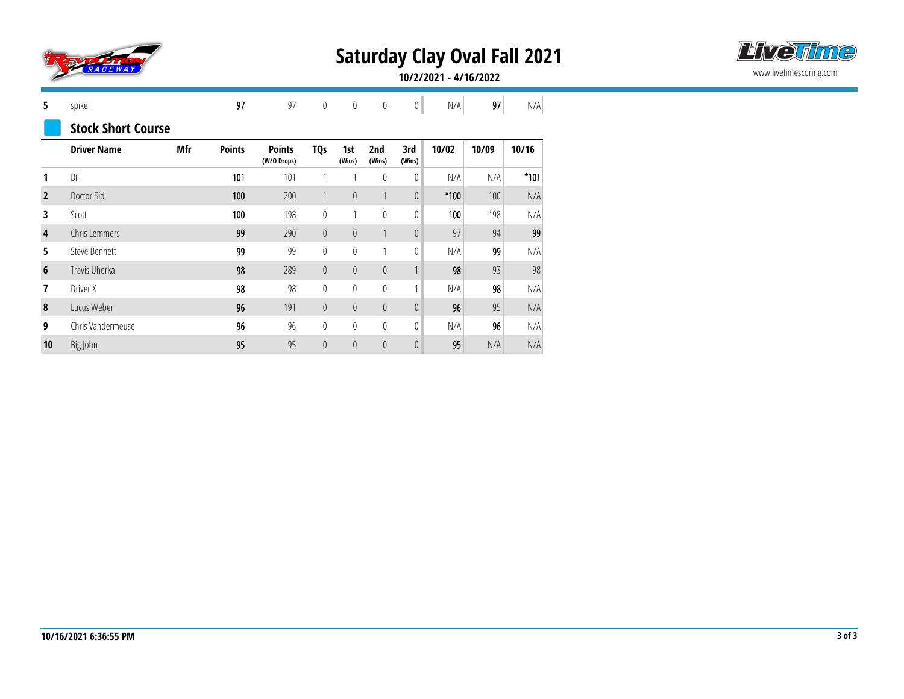# Saturday Clay Oval Fall 2021

**10/2/2021 - 4/16/2022**

www.livetimescoring.com

| | | | | | | | | | | | | |
|---|---|---|---|---|---|---|---|---|---|---|---|---|
| 5 | spike | | 97 | 97 | 0 | 0 | 0 | 0 | N/A | 97 | N/A |

## Stock Short Course

| | Driver Name | Mfr | Points | Points (W/O Drops) | TQs | 1st (Wins) | 2nd (Wins) | 3rd (Wins) | 10/02 | 10/09 | 10/16 |
|---|---|---|---|---|---|---|---|---|---|---|---|
| 1 | Bill | | 101 | 101 | 1 | 1 | 0 | 0 | N/A | N/A | *101 |
| 2 | Doctor Sid | | 100 | 200 | 1 | 0 | 1 | 0 | *100 | 100 | N/A |
| 3 | Scott | | 100 | 198 | 0 | 1 | 0 | 0 | 100 | *98 | N/A |
| 4 | Chris Lemmers | | 99 | 290 | 0 | 0 | 1 | 0 | 97 | 94 | 99 |
| 5 | Steve Bennett | | 99 | 99 | 0 | 0 | 1 | 0 | N/A | 99 | N/A |
| 6 | Travis Uherka | | 98 | 289 | 0 | 0 | 0 | 1 | 98 | 93 | 98 |
| 7 | Driver X | | 98 | 98 | 0 | 0 | 0 | 1 | N/A | 98 | N/A |
| 8 | Lucus Weber | | 96 | 191 | 0 | 0 | 0 | 0 | 96 | 95 | N/A |
| 9 | Chris Vandermeuse | | 96 | 96 | 0 | 0 | 0 | 0 | N/A | 96 | N/A |
| 10 | Big John | | 95 | 95 | 0 | 0 | 0 | 0 | 95 | N/A | N/A |

**10/16/2021 6:36:55 PM**